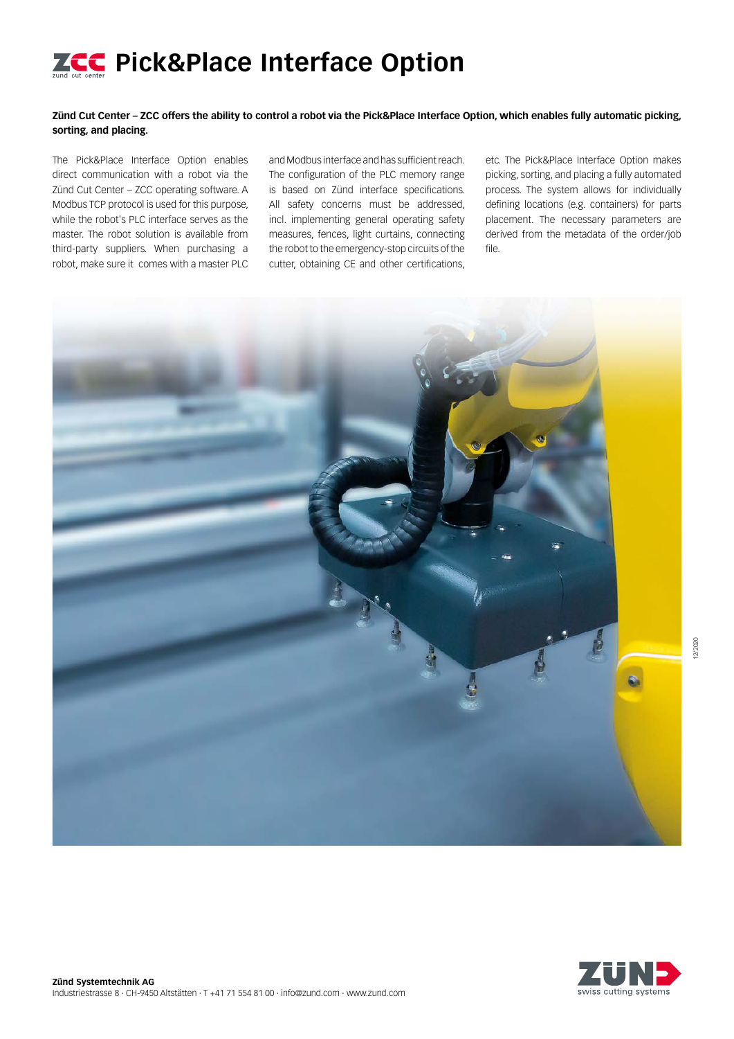# Pick&Place Interface Option

**Zünd Cut Center – ZCC offers the ability to control a robot via the Pick&Place Interface Option, which enables fully automatic picking, sorting, and placing.**

The Pick&Place Interface Option enables direct communication with a robot via the Zünd Cut Center – ZCC operating software. A Modbus TCP protocol is used for this purpose, while the robot's PLC interface serves as the master. The robot solution is available from third-party suppliers. When purchasing a robot, make sure it comes with a master PLC and Modbus interface and has sufficient reach. The configuration of the PLC memory range is based on Zünd interface specifications. All safety concerns must be addressed, incl. implementing general operating safety measures, fences, light curtains, connecting the robot to the emergency-stop circuits of the cutter, obtaining CE and other certifications, etc. The Pick&Place Interface Option makes picking, sorting, and placing a fully automated process. The system allows for individually defining locations (e.g. containers) for parts placement. The necessary parameters are derived from the metadata of the order/job file.

12/2020

**Zünd Systemtechnik AG**
Industriestrasse 8 · CH-9450 Altstätten · T +41 71 554 81 00 · info@zund.com · www.zund.com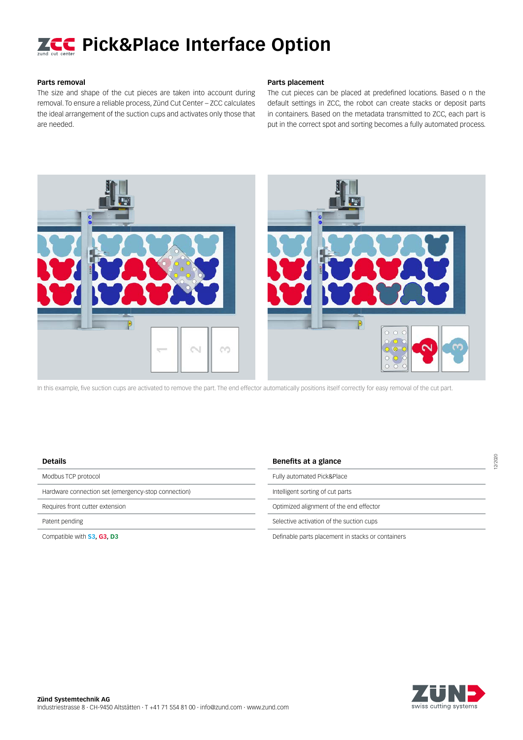# Pick&Place Interface Option

## Parts removal

The size and shape of the cut pieces are taken into account during removal. To ensure a reliable process, Zünd Cut Center – ZCC calculates the ideal arrangement of the suction cups and activates only those that are needed.

## Parts placement

The cut pieces can be placed at predefined locations. Based o n the default settings in ZCC, the robot can create stacks or deposit parts in containers. Based on the metadata transmitted to ZCC, each part is put in the correct spot and sorting becomes a fully automated process.

In this example, five suction cups are activated to remove the part. The end effector automatically positions itself correctly for easy removal of the cut part.

| Details |
|---|
| Modbus TCP protocol |
| Hardware connection set (emergency-stop connection) |
| Requires front cutter extension |
| Patent pending |
| Compatible with **S3**, **G3**, **D3** |

| Benefits at a glance |
|---|
| Fully automated Pick&Place |
| Intelligent sorting of cut parts |
| Optimized alignment of the end effector |
| Selective activation of the suction cups |
| Definable parts placement in stacks or containers |

12/2020

**Zünd Systemtechnik AG**
Industriestrasse 8 · CH-9450 Altstätten · T +41 71 554 81 00 · info@zund.com · www.zund.com